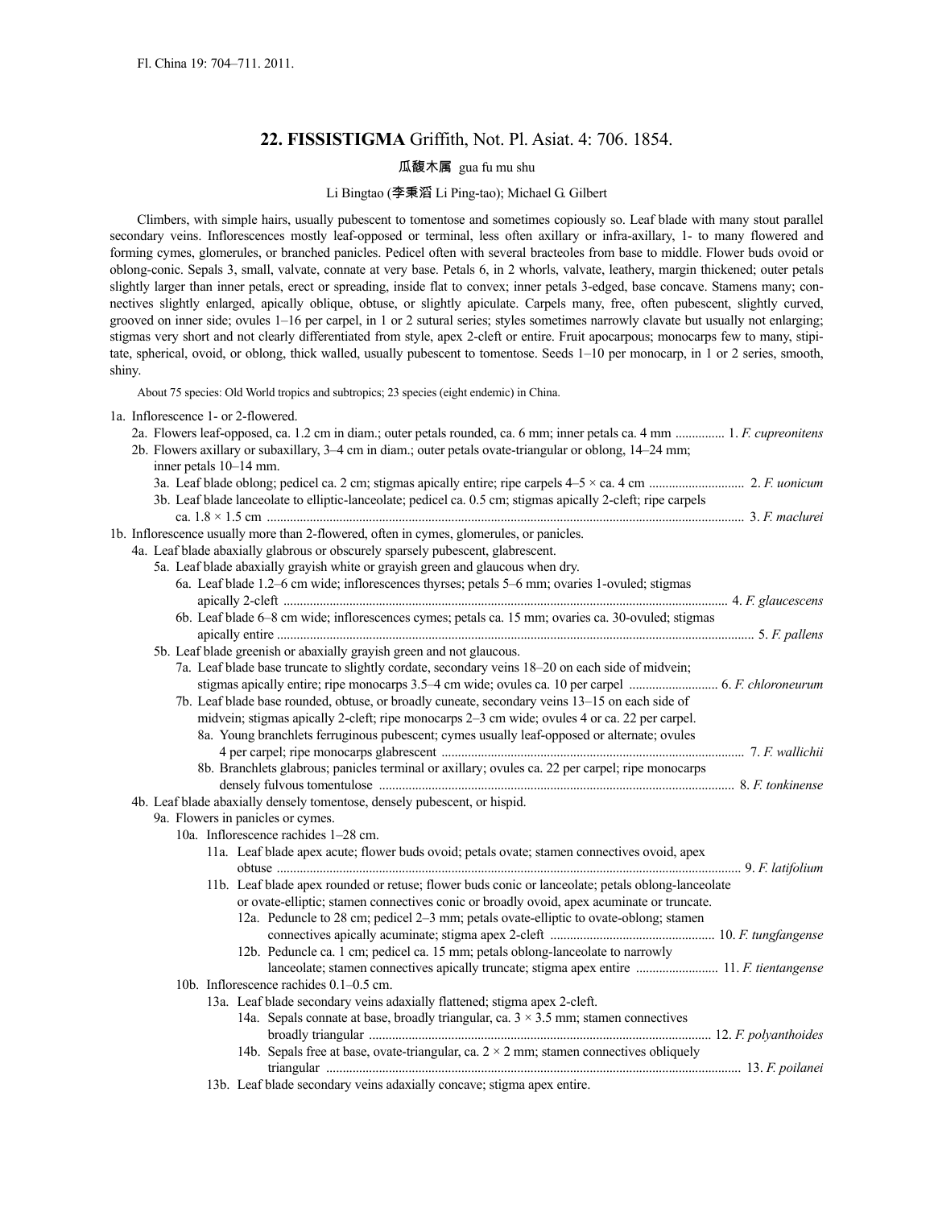Fl. China 19: 704–711. 2011.

## 22. FISSISTIGMA Griffith, Not. Pl. Asiat. 4: 706. 1854.

瓜馥木属 gua fu mu shu

Li Bingtao (李秉滔 Li Ping-tao); Michael G. Gilbert

Climbers, with simple hairs, usually pubescent to tomentose and sometimes copiously so. Leaf blade with many stout parallel secondary veins. Inflorescences mostly leaf-opposed or terminal, less often axillary or infra-axillary, 1- to many flowered and forming cymes, glomerules, or branched panicles. Pedicel often with several bracteoles from base to middle. Flower buds ovoid or oblong-conic. Sepals 3, small, valvate, connate at very base. Petals 6, in 2 whorls, valvate, leathery, margin thickened; outer petals slightly larger than inner petals, erect or spreading, inside flat to convex; inner petals 3-edged, base concave. Stamens many; connectives slightly enlarged, apically oblique, obtuse, or slightly apiculate. Carpels many, free, often pubescent, slightly curved, grooved on inner side; ovules 1–16 per carpel, in 1 or 2 sutural series; styles sometimes narrowly clavate but usually not enlarging; stigmas very short and not clearly differentiated from style, apex 2-cleft or entire. Fruit apocarpous; monocarps few to many, stipitate, spherical, ovoid, or oblong, thick walled, usually pubescent to tomentose. Seeds 1–10 per monocarp, in 1 or 2 series, smooth, shiny.

About 75 species: Old World tropics and subtropics; 23 species (eight endemic) in China.

1a. Inflorescence 1- or 2-flowered.
- 2a. Flowers leaf-opposed, ca. 1.2 cm in diam.; outer petals rounded, ca. 6 mm; inner petals ca. 4 mm ............... 1. *F. cupreonitens*
- 2b. Flowers axillary or subaxillary, 3–4 cm in diam.; outer petals ovate-triangular or oblong, 14–24 mm; inner petals 10–14 mm.
  - 3a. Leaf blade oblong; pedicel ca. 2 cm; stigmas apically entire; ripe carpels 4–5 × ca. 4 cm ............................ 2. *F. uonicum*
  - 3b. Leaf blade lanceolate to elliptic-lanceolate; pedicel ca. 0.5 cm; stigmas apically 2-cleft; ripe carpels ca. 1.8 × 1.5 cm ................................................................................................................................ 3. *F. maclurei*

1b. Inflorescence usually more than 2-flowered, often in cymes, glomerules, or panicles.
- 4a. Leaf blade abaxially glabrous or obscurely sparsely pubescent, glabrescent.
  - 5a. Leaf blade abaxially grayish white or grayish green and glaucous when dry.
    - 6a. Leaf blade 1.2–6 cm wide; inflorescences thyrses; petals 5–6 mm; ovaries 1-ovuled; stigmas apically 2-cleft ..................................................................................................................... 4. *F. glaucescens*
    - 6b. Leaf blade 6–8 cm wide; inflorescences cymes; petals ca. 15 mm; ovaries ca. 30-ovuled; stigmas apically entire ................................................................................................................................ 5. *F. pallens*
  - 5b. Leaf blade greenish or abaxially grayish green and not glaucous.
    - 7a. Leaf blade base truncate to slightly cordate, secondary veins 18–20 on each side of midvein; stigmas apically entire; ripe monocarps 3.5–4 cm wide; ovules ca. 10 per carpel ........................... 6. *F. chloroneurum*
    - 7b. Leaf blade base rounded, obtuse, or broadly cuneate, secondary veins 13–15 on each side of midvein; stigmas apically 2-cleft; ripe monocarps 2–3 cm wide; ovules 4 or ca. 22 per carpel.
      - 8a. Young branchlets ferruginous pubescent; cymes usually leaf-opposed or alternate; ovules 4 per carpel; ripe monocarps glabrescent ........................................................................................... 7. *F. wallichii*
      - 8b. Branchlets glabrous; panicles terminal or axillary; ovules ca. 22 per carpel; ripe monocarps densely fulvous tomentulose ........................................................................................................... 8. *F. tonkinense*
- 4b. Leaf blade abaxially densely tomentose, densely pubescent, or hispid.
  - 9a. Flowers in panicles or cymes.
    - 10a. Inflorescence rachides 1–28 cm.
      - 11a. Leaf blade apex acute; flower buds ovoid; petals ovate; stamen connectives ovoid, apex obtuse ........................................................................................................................................... 9. *F. latifolium*
      - 11b. Leaf blade apex rounded or retuse; flower buds conic or lanceolate; petals oblong-lanceolate or ovate-elliptic; stamen connectives conic or broadly ovoid, apex acuminate or truncate.
        - 12a. Peduncle to 28 cm; pedicel 2–3 mm; petals ovate-elliptic to ovate-oblong; stamen connectives apically acuminate; stigma apex 2-cleft ................................................. 10. *F. tungfangense*
        - 12b. Peduncle ca. 1 cm; pedicel ca. 15 mm; petals oblong-lanceolate to narrowly lanceolate; stamen connectives apically truncate; stigma apex entire ......................... 11. *F. tientangense*
    - 10b. Inflorescence rachides 0.1–0.5 cm.
      - 13a. Leaf blade secondary veins adaxially flattened; stigma apex 2-cleft.
        - 14a. Sepals connate at base, broadly triangular, ca. 3 × 3.5 mm; stamen connectives broadly triangular ....................................................................................................... 12. *F. polyanthoides*
        - 14b. Sepals free at base, ovate-triangular, ca. 2 × 2 mm; stamen connectives obliquely triangular ............................................................................................................................ 13. *F. poilanei*
      - 13b. Leaf blade secondary veins adaxially concave; stigma apex entire.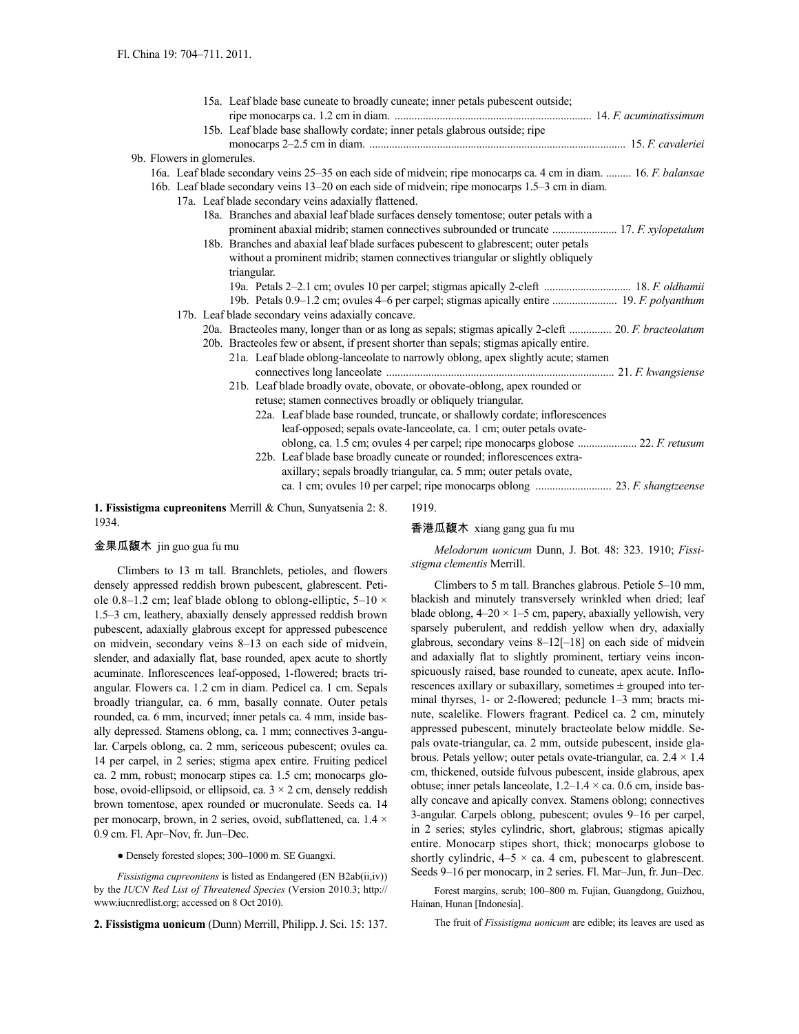15a. Leaf blade base cuneate to broadly cuneate; inner petals pubescent outside; ripe monocarps ca. 1.2 cm in diam. .................................................................... 14. *F. acuminatissimum*

15b. Leaf blade base shallowly cordate; inner petals glabrous outside; ripe monocarps 2–2.5 cm in diam. ......................................................................................... 15. *F. cavaleriei*

9b. Flowers in glomerules.

16a. Leaf blade secondary veins 25–35 on each side of midvein; ripe monocarps ca. 4 cm in diam. ......... 16. *F. balansae*

16b. Leaf blade secondary veins 13–20 on each side of midvein; ripe monocarps 1.5–3 cm in diam.

17a. Leaf blade secondary veins adaxially flattened.

18a. Branches and abaxial leaf blade surfaces densely tomentose; outer petals with a prominent abaxial midrib; stamen connectives subrounded or truncate ....................... 17. *F. xylopetalum*

18b. Branches and abaxial leaf blade surfaces pubescent to glabrescent; outer petals without a prominent midrib; stamen connectives triangular or slightly obliquely triangular.

19a. Petals 2–2.1 cm; ovules 10 per carpel; stigmas apically 2-cleft .............................. 18. *F. oldhamii*

19b. Petals 0.9–1.2 cm; ovules 4–6 per carpel; stigmas apically entire ....................... 19. *F. polyanthum*

17b. Leaf blade secondary veins adaxially concave.

20a. Bracteoles many, longer than or as long as sepals; stigmas apically 2-cleft ............... 20. *F. bracteolatum*

20b. Bracteoles few or absent, if present shorter than sepals; stigmas apically entire.

21a. Leaf blade oblong-lanceolate to narrowly oblong, apex slightly acute; stamen connectives long lanceolate ................................................................................ 21. *F. kwangsiense*

21b. Leaf blade broadly ovate, obovate, or obovate-oblong, apex rounded or retuse; stamen connectives broadly or obliquely triangular.

22a. Leaf blade base rounded, truncate, or shallowly cordate; inflorescences leaf-opposed; sepals ovate-lanceolate, ca. 1 cm; outer petals ovate-oblong, ca. 1.5 cm; ovules 4 per carpel; ripe monocarps globose .................... 22. *F. retusum*

22b. Leaf blade base broadly cuneate or rounded; inflorescences extra-axillary; sepals broadly triangular, ca. 5 mm; outer petals ovate, ca. 1 cm; ovules 10 per carpel; ripe monocarps oblong .......................... 23. *F. shangtzeense*

**1. Fissistigma cupreonitens** Merrill & Chun, Sunyatsenia 2: 8. 1934.

金果瓜馥木 jin guo gua fu mu

Climbers to 13 m tall. Branchlets, petioles, and flowers densely appressed reddish brown pubescent, glabrescent. Petiole 0.8–1.2 cm; leaf blade oblong to oblong-elliptic, 5–10 × 1.5–3 cm, leathery, abaxially densely appressed reddish brown pubescent, adaxially glabrous except for appressed pubescence on midvein, secondary veins 8–13 on each side of midvein, slender, and adaxially flat, base rounded, apex acute to shortly acuminate. Inflorescences leaf-opposed, 1-flowered; bracts triangular. Flowers ca. 1.2 cm in diam. Pedicel ca. 1 cm. Sepals broadly triangular, ca. 6 mm, basally connate. Outer petals rounded, ca. 6 mm, incurved; inner petals ca. 4 mm, inside basally depressed. Stamens oblong, ca. 1 mm; connectives 3-angular. Carpels oblong, ca. 2 mm, sericeous pubescent; ovules ca. 14 per carpel, in 2 series; stigma apex entire. Fruiting pedicel ca. 2 mm, robust; monocarp stipes ca. 1.5 cm; monocarps globose, ovoid-ellipsoid, or ellipsoid, ca. 3 × 2 cm, densely reddish brown tomentose, apex rounded or mucronulate. Seeds ca. 14 per monocarp, brown, in 2 series, ovoid, subflattened, ca. 1.4 × 0.9 cm. Fl. Apr–Nov, fr. Jun–Dec.

● Densely forested slopes; 300–1000 m. SE Guangxi.

*Fissistigma cupreonitens* is listed as Endangered (EN B2ab(ii,iv)) by the *IUCN Red List of Threatened Species* (Version 2010.3; http://www.iucnredlist.org; accessed on 8 Oct 2010).

**2. Fissistigma uonicum** (Dunn) Merrill, Philipp. J. Sci. 15: 137. 1919.

香港瓜馥木 xiang gang gua fu mu

*Melodorum uonicum* Dunn, J. Bot. 48: 323. 1910; *Fissistigma clementis* Merrill.

Climbers to 5 m tall. Branches glabrous. Petiole 5–10 mm, blackish and minutely transversely wrinkled when dried; leaf blade oblong, 4–20 × 1–5 cm, papery, abaxially yellowish, very sparsely puberulent, and reddish yellow when dry, adaxially glabrous, secondary veins 8–12[–18] on each side of midvein and adaxially flat to slightly prominent, tertiary veins inconspicuously raised, base rounded to cuneate, apex acute. Inflorescences axillary or subaxillary, sometimes ± grouped into terminal thyrses, 1- or 2-flowered; peduncle 1–3 mm; bracts minute, scalelike. Flowers fragrant. Pedicel ca. 2 cm, minutely appressed pubescent, minutely bracteolate below middle. Sepals ovate-triangular, ca. 2 mm, outside pubescent, inside glabrous. Petals yellow; outer petals ovate-triangular, ca. 2.4 × 1.4 cm, thickened, outside fulvous pubescent, inside glabrous, apex obtuse; inner petals lanceolate, 1.2–1.4 × ca. 0.6 cm, inside basally concave and apically convex. Stamens oblong; connectives 3-angular. Carpels oblong, pubescent; ovules 9–16 per carpel, in 2 series; styles cylindric, short, glabrous; stigmas apically entire. Monocarp stipes short, thick; monocarps globose to shortly cylindric, 4–5 × ca. 4 cm, pubescent to glabrescent. Seeds 9–16 per monocarp, in 2 series. Fl. Mar–Jun, fr. Jun–Dec.

Forest margins, scrub; 100–800 m. Fujian, Guangdong, Guizhou, Hainan, Hunan [Indonesia].

The fruit of *Fissistigma uonicum* are edible; its leaves are used as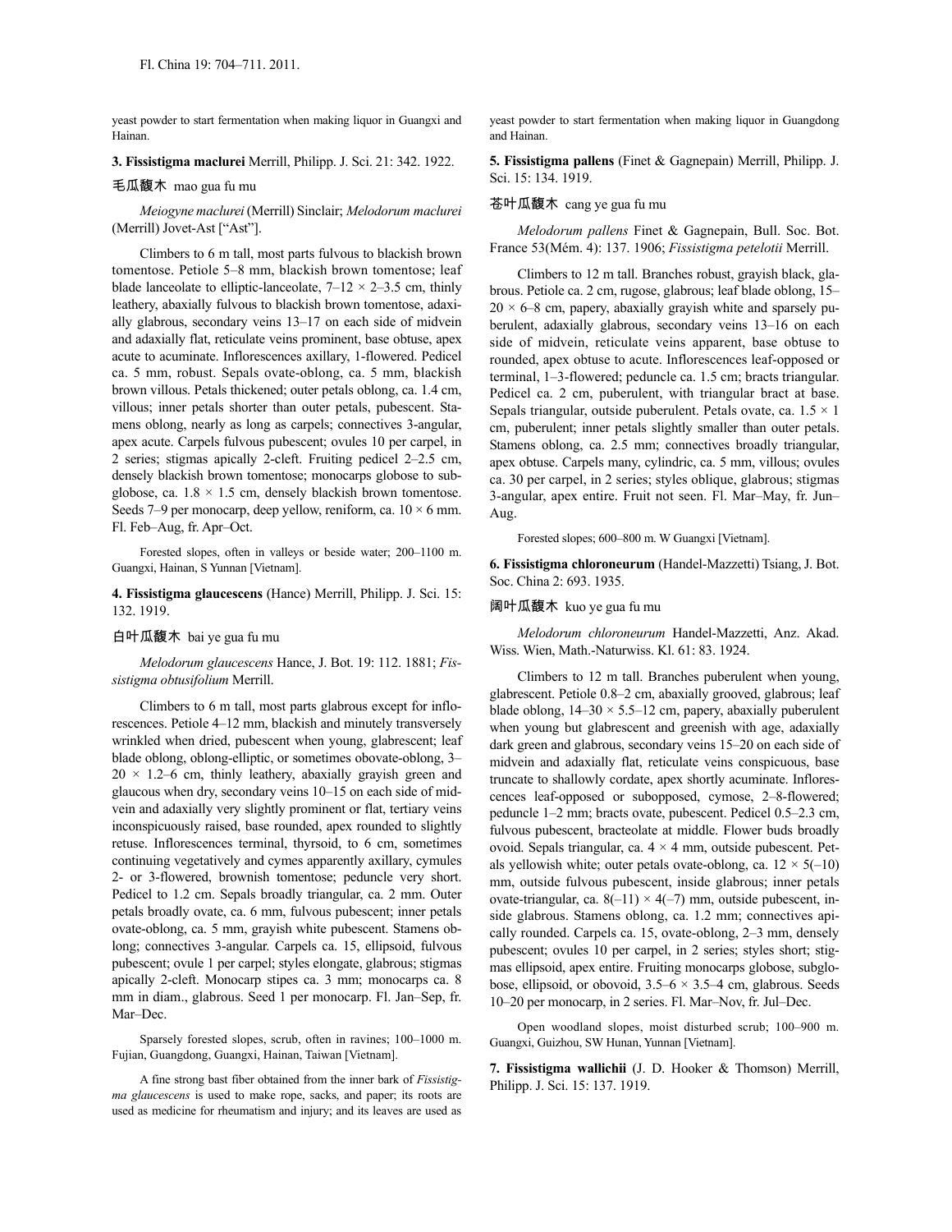yeast powder to start fermentation when making liquor in Guangxi and Hainan.

**3. Fissistigma maclurei** Merrill, Philipp. J. Sci. 21: 342. 1922.

毛瓜馥木 mao gua fu mu

*Meiogyne maclurei* (Merrill) Sinclair; *Melodorum maclurei* (Merrill) Jovet-Ast ["Ast"].

Climbers to 6 m tall, most parts fulvous to blackish brown tomentose. Petiole 5–8 mm, blackish brown tomentose; leaf blade lanceolate to elliptic-lanceolate, 7–12 × 2–3.5 cm, thinly leathery, abaxially fulvous to blackish brown tomentose, adaxially glabrous, secondary veins 13–17 on each side of midvein and adaxially flat, reticulate veins prominent, base obtuse, apex acute to acuminate. Inflorescences axillary, 1-flowered. Pedicel ca. 5 mm, robust. Sepals ovate-oblong, ca. 5 mm, blackish brown villous. Petals thickened; outer petals oblong, ca. 1.4 cm, villous; inner petals shorter than outer petals, pubescent. Stamens oblong, nearly as long as carpels; connectives 3-angular, apex acute. Carpels fulvous pubescent; ovules 10 per carpel, in 2 series; stigmas apically 2-cleft. Fruiting pedicel 2–2.5 cm, densely blackish brown tomentose; monocarps globose to subglobose, ca. 1.8 × 1.5 cm, densely blackish brown tomentose. Seeds 7–9 per monocarp, deep yellow, reniform, ca. 10 × 6 mm. Fl. Feb–Aug, fr. Apr–Oct.

Forested slopes, often in valleys or beside water; 200–1100 m. Guangxi, Hainan, S Yunnan [Vietnam].

**4. Fissistigma glaucescens** (Hance) Merrill, Philipp. J. Sci. 15: 132. 1919.

白叶瓜馥木 bai ye gua fu mu

*Melodorum glaucescens* Hance, J. Bot. 19: 112. 1881; *Fissistigma obtusifolium* Merrill.

Climbers to 6 m tall, most parts glabrous except for inflorescences. Petiole 4–12 mm, blackish and minutely transversely wrinkled when dried, pubescent when young, glabrescent; leaf blade oblong, oblong-elliptic, or sometimes obovate-oblong, 3–20 × 1.2–6 cm, thinly leathery, abaxially grayish green and glaucous when dry, secondary veins 10–15 on each side of midvein and adaxially very slightly prominent or flat, tertiary veins inconspicuously raised, base rounded, apex rounded to slightly retuse. Inflorescences terminal, thyrsoid, to 6 cm, sometimes continuing vegetatively and cymes apparently axillary, cymules 2- or 3-flowered, brownish tomentose; peduncle very short. Pedicel to 1.2 cm. Sepals broadly triangular, ca. 2 mm. Outer petals broadly ovate, ca. 6 mm, fulvous pubescent; inner petals ovate-oblong, ca. 5 mm, grayish white pubescent. Stamens oblong; connectives 3-angular. Carpels ca. 15, ellipsoid, fulvous pubescent; ovule 1 per carpel; styles elongate, glabrous; stigmas apically 2-cleft. Monocarp stipes ca. 3 mm; monocarps ca. 8 mm in diam., glabrous. Seed 1 per monocarp. Fl. Jan–Sep, fr. Mar–Dec.

Sparsely forested slopes, scrub, often in ravines; 100–1000 m. Fujian, Guangdong, Guangxi, Hainan, Taiwan [Vietnam].

A fine strong bast fiber obtained from the inner bark of *Fissistigma glaucescens* is used to make rope, sacks, and paper; its roots are used as medicine for rheumatism and injury; and its leaves are used as yeast powder to start fermentation when making liquor in Guangdong and Hainan.

**5. Fissistigma pallens** (Finet & Gagnepain) Merrill, Philipp. J. Sci. 15: 134. 1919.

苍叶瓜馥木 cang ye gua fu mu

*Melodorum pallens* Finet & Gagnepain, Bull. Soc. Bot. France 53(Mém. 4): 137. 1906; *Fissistigma petelotii* Merrill.

Climbers to 12 m tall. Branches robust, grayish black, glabrous. Petiole ca. 2 cm, rugose, glabrous; leaf blade oblong, 15–20 × 6–8 cm, papery, abaxially grayish white and sparsely puberulent, adaxially glabrous, secondary veins 13–16 on each side of midvein, reticulate veins apparent, base obtuse to rounded, apex obtuse to acute. Inflorescences leaf-opposed or terminal, 1–3-flowered; peduncle ca. 1.5 cm; bracts triangular. Pedicel ca. 2 cm, puberulent, with triangular bract at base. Sepals triangular, outside puberulent. Petals ovate, ca. 1.5 × 1 cm, puberulent; inner petals slightly smaller than outer petals. Stamens oblong, ca. 2.5 mm; connectives broadly triangular, apex obtuse. Carpels many, cylindric, ca. 5 mm, villous; ovules ca. 30 per carpel, in 2 series; styles oblique, glabrous; stigmas 3-angular, apex entire. Fruit not seen. Fl. Mar–May, fr. Jun–Aug.

Forested slopes; 600–800 m. W Guangxi [Vietnam].

**6. Fissistigma chloroneurum** (Handel-Mazzetti) Tsiang, J. Bot. Soc. China 2: 693. 1935.

阔叶瓜馥木 kuo ye gua fu mu

*Melodorum chloroneurum* Handel-Mazzetti, Anz. Akad. Wiss. Wien, Math.-Naturwiss. Kl. 61: 83. 1924.

Climbers to 12 m tall. Branches puberulent when young, glabrescent. Petiole 0.8–2 cm, abaxially grooved, glabrous; leaf blade oblong, 14–30 × 5.5–12 cm, papery, abaxially puberulent when young but glabrescent and greenish with age, adaxially dark green and glabrous, secondary veins 15–20 on each side of midvein and adaxially flat, reticulate veins conspicuous, base truncate to shallowly cordate, apex shortly acuminate. Inflorescences leaf-opposed or subopposed, cymose, 2–8-flowered; peduncle 1–2 mm; bracts ovate, pubescent. Pedicel 0.5–2.3 cm, fulvous pubescent, bracteolate at middle. Flower buds broadly ovoid. Sepals triangular, ca. 4 × 4 mm, outside pubescent. Petals yellowish white; outer petals ovate-oblong, ca. 12 × 5(–10) mm, outside fulvous pubescent, inside glabrous; inner petals ovate-triangular, ca. 8(–11) × 4(–7) mm, outside pubescent, inside glabrous. Stamens oblong, ca. 1.2 mm; connectives apically rounded. Carpels ca. 15, ovate-oblong, 2–3 mm, densely pubescent; ovules 10 per carpel, in 2 series; styles short; stigmas ellipsoid, apex entire. Fruiting monocarps globose, subglobose, ellipsoid, or obovoid, 3.5–6 × 3.5–4 cm, glabrous. Seeds 10–20 per monocarp, in 2 series. Fl. Mar–Nov, fr. Jul–Dec.

Open woodland slopes, moist disturbed scrub; 100–900 m. Guangxi, Guizhou, SW Hunan, Yunnan [Vietnam].

**7. Fissistigma wallichii** (J. D. Hooker & Thomson) Merrill, Philipp. J. Sci. 15: 137. 1919.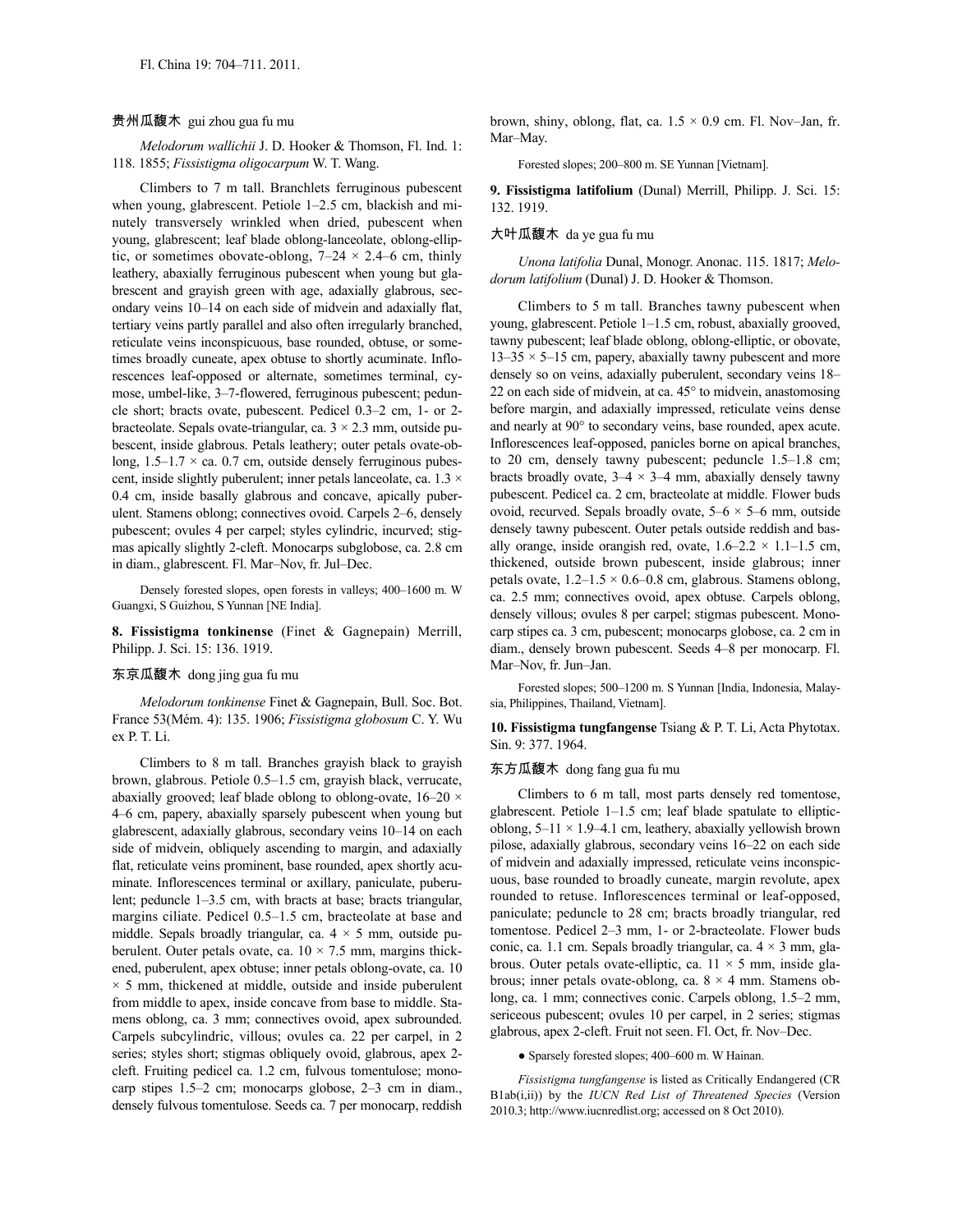贵州瓜馥木 gui zhou gua fu mu

*Melodorum wallichii* J. D. Hooker & Thomson, Fl. Ind. 1: 118. 1855; *Fissistigma oligocarpum* W. T. Wang.

Climbers to 7 m tall. Branchlets ferruginous pubescent when young, glabrescent. Petiole 1–2.5 cm, blackish and minutely transversely wrinkled when dried, pubescent when young, glabrescent; leaf blade oblong-lanceolate, oblong-elliptic, or sometimes obovate-oblong, 7–24 × 2.4–6 cm, thinly leathery, abaxially ferruginous pubescent when young but glabrescent and grayish green with age, adaxially glabrous, secondary veins 10–14 on each side of midvein and adaxially flat, tertiary veins partly parallel and also often irregularly branched, reticulate veins inconspicuous, base rounded, obtuse, or sometimes broadly cuneate, apex obtuse to shortly acuminate. Inflorescences leaf-opposed or alternate, sometimes terminal, cymose, umbel-like, 3–7-flowered, ferruginous pubescent; peduncle short; bracts ovate, pubescent. Pedicel 0.3–2 cm, 1- or 2-bracteolate. Sepals ovate-triangular, ca. 3 × 2.3 mm, outside pubescent, inside glabrous. Petals leathery; outer petals ovate-oblong, 1.5–1.7 × ca. 0.7 cm, outside densely ferruginous pubescent, inside slightly puberulent; inner petals lanceolate, ca. 1.3 × 0.4 cm, inside basally glabrous and concave, apically puberulent. Stamens oblong; connectives ovoid. Carpels 2–6, densely pubescent; ovules 4 per carpel; styles cylindric, incurved; stigmas apically slightly 2-cleft. Monocarps subglobose, ca. 2.8 cm in diam., glabrescent. Fl. Mar–Nov, fr. Jul–Dec.

Densely forested slopes, open forests in valleys; 400–1600 m. W Guangxi, S Guizhou, S Yunnan [NE India].

**8. Fissistigma tonkinense** (Finet & Gagnepain) Merrill, Philipp. J. Sci. 15: 136. 1919.

东京瓜馥木 dong jing gua fu mu

*Melodorum tonkinense* Finet & Gagnepain, Bull. Soc. Bot. France 53(Mém. 4): 135. 1906; *Fissistigma globosum* C. Y. Wu ex P. T. Li.

Climbers to 8 m tall. Branches grayish black to grayish brown, glabrous. Petiole 0.5–1.5 cm, grayish black, verrucate, abaxially grooved; leaf blade oblong to oblong-ovate, 16–20 × 4–6 cm, papery, abaxially sparsely pubescent when young but glabrescent, adaxially glabrous, secondary veins 10–14 on each side of midvein, obliquely ascending to margin, and adaxially flat, reticulate veins prominent, base rounded, apex shortly acuminate. Inflorescences terminal or axillary, paniculate, puberulent; peduncle 1–3.5 cm, with bracts at base; bracts triangular, margins ciliate. Pedicel 0.5–1.5 cm, bracteolate at base and middle. Sepals broadly triangular, ca. 4 × 5 mm, outside puberulent. Outer petals ovate, ca. 10 × 7.5 mm, margins thickened, puberulent, apex obtuse; inner petals oblong-ovate, ca. 10 × 5 mm, thickened at middle, outside and inside puberulent from middle to apex, inside concave from base to middle. Stamens oblong, ca. 3 mm; connectives ovoid, apex subrounded. Carpels subcylindric, villous; ovules ca. 22 per carpel, in 2 series; styles short; stigmas obliquely ovoid, glabrous, apex 2-cleft. Fruiting pedicel ca. 1.2 cm, fulvous tomentulose; monocarp stipes 1.5–2 cm; monocarps globose, 2–3 cm in diam., densely fulvous tomentulose. Seeds ca. 7 per monocarp, reddish brown, shiny, oblong, flat, ca. 1.5 × 0.9 cm. Fl. Nov–Jan, fr. Mar–May.

Forested slopes; 200–800 m. SE Yunnan [Vietnam].

**9. Fissistigma latifolium** (Dunal) Merrill, Philipp. J. Sci. 15: 132. 1919.

大叶瓜馥木 da ye gua fu mu

*Unona latifolia* Dunal, Monogr. Anonac. 115. 1817; *Melodorum latifolium* (Dunal) J. D. Hooker & Thomson.

Climbers to 5 m tall. Branches tawny pubescent when young, glabrescent. Petiole 1–1.5 cm, robust, abaxially grooved, tawny pubescent; leaf blade oblong, oblong-elliptic, or obovate, 13–35 × 5–15 cm, papery, abaxially tawny pubescent and more densely so on veins, adaxially puberulent, secondary veins 18–22 on each side of midvein, at ca. 45° to midvein, anastomosing before margin, and adaxially impressed, reticulate veins dense and nearly at 90° to secondary veins, base rounded, apex acute. Inflorescences leaf-opposed, panicles borne on apical branches, to 20 cm, densely tawny pubescent; peduncle 1.5–1.8 cm; bracts broadly ovate, 3–4 × 3–4 mm, abaxially densely tawny pubescent. Pedicel ca. 2 cm, bracteolate at middle. Flower buds ovoid, recurved. Sepals broadly ovate, 5–6 × 5–6 mm, outside densely tawny pubescent. Outer petals outside reddish and basally orange, inside orangish red, ovate, 1.6–2.2 × 1.1–1.5 cm, thickened, outside brown pubescent, inside glabrous; inner petals ovate, 1.2–1.5 × 0.6–0.8 cm, glabrous. Stamens oblong, ca. 2.5 mm; connectives ovoid, apex obtuse. Carpels oblong, densely villous; ovules 8 per carpel; stigmas pubescent. Monocarp stipes ca. 3 cm, pubescent; monocarps globose, ca. 2 cm in diam., densely brown pubescent. Seeds 4–8 per monocarp. Fl. Mar–Nov, fr. Jun–Jan.

Forested slopes; 500–1200 m. S Yunnan [India, Indonesia, Malaysia, Philippines, Thailand, Vietnam].

**10. Fissistigma tungfangense** Tsiang & P. T. Li, Acta Phytotax. Sin. 9: 377. 1964.

东方瓜馥木 dong fang gua fu mu

Climbers to 6 m tall, most parts densely red tomentose, glabrescent. Petiole 1–1.5 cm; leaf blade spatulate to elliptic-oblong, 5–11 × 1.9–4.1 cm, leathery, abaxially yellowish brown pilose, adaxially glabrous, secondary veins 16–22 on each side of midvein and adaxially impressed, reticulate veins inconspicuous, base rounded to broadly cuneate, margin revolute, apex rounded to retuse. Inflorescences terminal or leaf-opposed, paniculate; peduncle to 28 cm; bracts broadly triangular, red tomentose. Pedicel 2–3 mm, 1- or 2-bracteolate. Flower buds conic, ca. 1.1 cm. Sepals broadly triangular, ca. 4 × 3 mm, glabrous. Outer petals ovate-elliptic, ca. 11 × 5 mm, inside glabrous; inner petals ovate-oblong, ca. 8 × 4 mm. Stamens oblong, ca. 1 mm; connectives conic. Carpels oblong, 1.5–2 mm, sericeous pubescent; ovules 10 per carpel, in 2 series; stigmas glabrous, apex 2-cleft. Fruit not seen. Fl. Oct, fr. Nov–Dec.

● Sparsely forested slopes; 400–600 m. W Hainan.

*Fissistigma tungfangense* is listed as Critically Endangered (CR B1ab(i,ii)) by the *IUCN Red List of Threatened Species* (Version 2010.3; http://www.iucnredlist.org; accessed on 8 Oct 2010).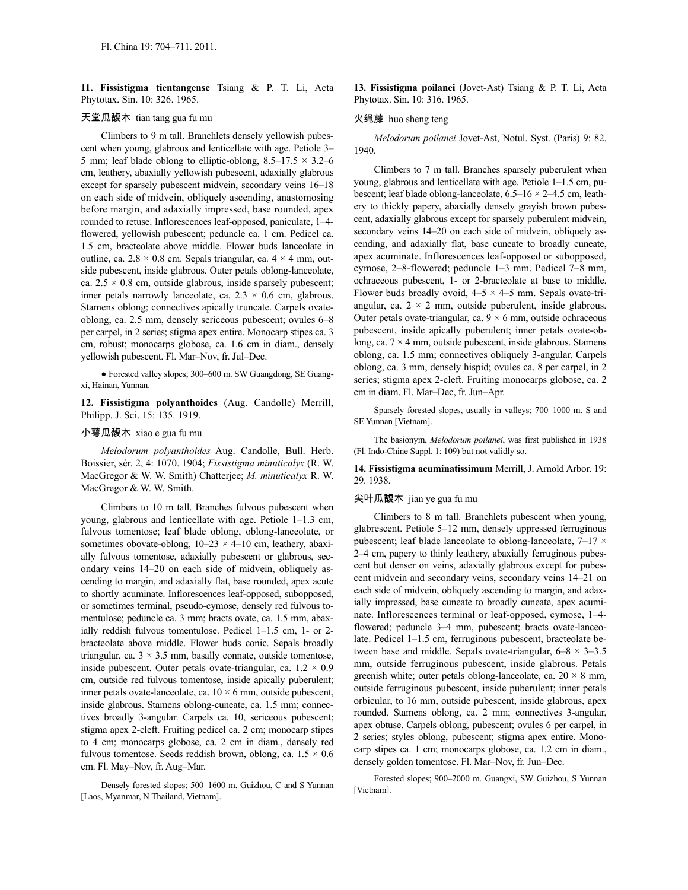**11. Fissistigma tientangense** Tsiang & P. T. Li, Acta Phytotax. Sin. 10: 326. 1965.

天堂瓜馥木 tian tang gua fu mu

Climbers to 9 m tall. Branchlets densely yellowish pubescent when young, glabrous and lenticellate with age. Petiole 3–5 mm; leaf blade oblong to elliptic-oblong, 8.5–17.5 × 3.2–6 cm, leathery, abaxially yellowish pubescent, adaxially glabrous except for sparsely pubescent midvein, secondary veins 16–18 on each side of midvein, obliquely ascending, anastomosing before margin, and adaxially impressed, base rounded, apex rounded to retuse. Inflorescences leaf-opposed, paniculate, 1–4-flowered, yellowish pubescent; peduncle ca. 1 cm. Pedicel ca. 1.5 cm, bracteolate above middle. Flower buds lanceolate in outline, ca. 2.8 × 0.8 cm. Sepals triangular, ca. 4 × 4 mm, outside pubescent, inside glabrous. Outer petals oblong-lanceolate, ca. 2.5 × 0.8 cm, outside glabrous, inside sparsely pubescent; inner petals narrowly lanceolate, ca. 2.3 × 0.6 cm, glabrous. Stamens oblong; connectives apically truncate. Carpels ovate-oblong, ca. 2.5 mm, densely sericeous pubescent; ovules 6–8 per carpel, in 2 series; stigma apex entire. Monocarp stipes ca. 3 cm, robust; monocarps globose, ca. 1.6 cm in diam., densely yellowish pubescent. Fl. Mar–Nov, fr. Jul–Dec.

● Forested valley slopes; 300–600 m. SW Guangdong, SE Guangxi, Hainan, Yunnan.

**12. Fissistigma polyanthoides** (Aug. Candolle) Merrill, Philipp. J. Sci. 15: 135. 1919.

小萼瓜馥木 xiao e gua fu mu

*Melodorum polyanthoides* Aug. Candolle, Bull. Herb. Boissier, sér. 2, 4: 1070. 1904; *Fissistigma minuticalyx* (R. W. MacGregor & W. W. Smith) Chatterjee; *M. minuticalyx* R. W. MacGregor & W. W. Smith.

Climbers to 10 m tall. Branches fulvous pubescent when young, glabrous and lenticellate with age. Petiole 1–1.3 cm, fulvous tomentose; leaf blade oblong, oblong-lanceolate, or sometimes obovate-oblong, 10–23 × 4–10 cm, leathery, abaxially fulvous tomentose, adaxially pubescent or glabrous, secondary veins 14–20 on each side of midvein, obliquely ascending to margin, and adaxially flat, base rounded, apex acute to shortly acuminate. Inflorescences leaf-opposed, subopposed, or sometimes terminal, pseudo-cymose, densely red fulvous tomentulose; peduncle ca. 3 mm; bracts ovate, ca. 1.5 mm, abaxially reddish fulvous tomentulose. Pedicel 1–1.5 cm, 1- or 2-bracteolate above middle. Flower buds conic. Sepals broadly triangular, ca. 3 × 3.5 mm, basally connate, outside tomentose, inside pubescent. Outer petals ovate-triangular, ca. 1.2 × 0.9 cm, outside red fulvous tomentose, inside apically puberulent; inner petals ovate-lanceolate, ca. 10 × 6 mm, outside pubescent, inside glabrous. Stamens oblong-cuneate, ca. 1.5 mm; connectives broadly 3-angular. Carpels ca. 10, sericeous pubescent; stigma apex 2-cleft. Fruiting pedicel ca. 2 cm; monocarp stipes to 4 cm; monocarps globose, ca. 2 cm in diam., densely red fulvous tomentose. Seeds reddish brown, oblong, ca. 1.5 × 0.6 cm. Fl. May–Nov, fr. Aug–Mar.

Densely forested slopes; 500–1600 m. Guizhou, C and S Yunnan [Laos, Myanmar, N Thailand, Vietnam].

**13. Fissistigma poilanei** (Jovet-Ast) Tsiang & P. T. Li, Acta Phytotax. Sin. 10: 316. 1965.

火绳藤 huo sheng teng

*Melodorum poilanei* Jovet-Ast, Notul. Syst. (Paris) 9: 82. 1940.

Climbers to 7 m tall. Branches sparsely puberulent when young, glabrous and lenticellate with age. Petiole 1–1.5 cm, pubescent; leaf blade oblong-lanceolate, 6.5–16 × 2–4.5 cm, leathery to thickly papery, abaxially densely grayish brown pubescent, adaxially glabrous except for sparsely puberulent midvein, secondary veins 14–20 on each side of midvein, obliquely ascending, and adaxially flat, base cuneate to broadly cuneate, apex acuminate. Inflorescences leaf-opposed or subopposed, cymose, 2–8-flowered; peduncle 1–3 mm. Pedicel 7–8 mm, ochraceous pubescent, 1- or 2-bracteolate at base to middle. Flower buds broadly ovoid, 4–5 × 4–5 mm. Sepals ovate-triangular, ca. 2 × 2 mm, outside puberulent, inside glabrous. Outer petals ovate-triangular, ca. 9 × 6 mm, outside ochraceous pubescent, inside apically puberulent; inner petals ovate-oblong, ca. 7 × 4 mm, outside pubescent, inside glabrous. Stamens oblong, ca. 1.5 mm; connectives obliquely 3-angular. Carpels oblong, ca. 3 mm, densely hispid; ovules ca. 8 per carpel, in 2 series; stigma apex 2-cleft. Fruiting monocarps globose, ca. 2 cm in diam. Fl. Mar–Dec, fr. Jun–Apr.

Sparsely forested slopes, usually in valleys; 700–1000 m. S and SE Yunnan [Vietnam].

The basionym, *Melodorum poilanei*, was first published in 1938 (Fl. Indo-Chine Suppl. 1: 109) but not validly so.

**14. Fissistigma acuminatissimum** Merrill, J. Arnold Arbor. 19: 29. 1938.

尖叶瓜馥木 jian ye gua fu mu

Climbers to 8 m tall. Branchlets pubescent when young, glabrescent. Petiole 5–12 mm, densely appressed ferruginous pubescent; leaf blade lanceolate to oblong-lanceolate, 7–17 × 2–4 cm, papery to thinly leathery, abaxially ferruginous pubescent but denser on veins, adaxially glabrous except for pubescent midvein and secondary veins, secondary veins 14–21 on each side of midvein, obliquely ascending to margin, and adaxially impressed, base cuneate to broadly cuneate, apex acuminate. Inflorescences terminal or leaf-opposed, cymose, 1–4-flowered; peduncle 3–4 mm, pubescent; bracts ovate-lanceolate. Pedicel 1–1.5 cm, ferruginous pubescent, bracteolate between base and middle. Sepals ovate-triangular, 6–8 × 3–3.5 mm, outside ferruginous pubescent, inside glabrous. Petals greenish white; outer petals oblong-lanceolate, ca. 20 × 8 mm, outside ferruginous pubescent, inside puberulent; inner petals orbicular, to 16 mm, outside pubescent, inside glabrous, apex rounded. Stamens oblong, ca. 2 mm; connectives 3-angular, apex obtuse. Carpels oblong, pubescent; ovules 6 per carpel, in 2 series; styles oblong, pubescent; stigma apex entire. Monocarp stipes ca. 1 cm; monocarps globose, ca. 1.2 cm in diam., densely golden tomentose. Fl. Mar–Nov, fr. Jun–Dec.

Forested slopes; 900–2000 m. Guangxi, SW Guizhou, S Yunnan [Vietnam].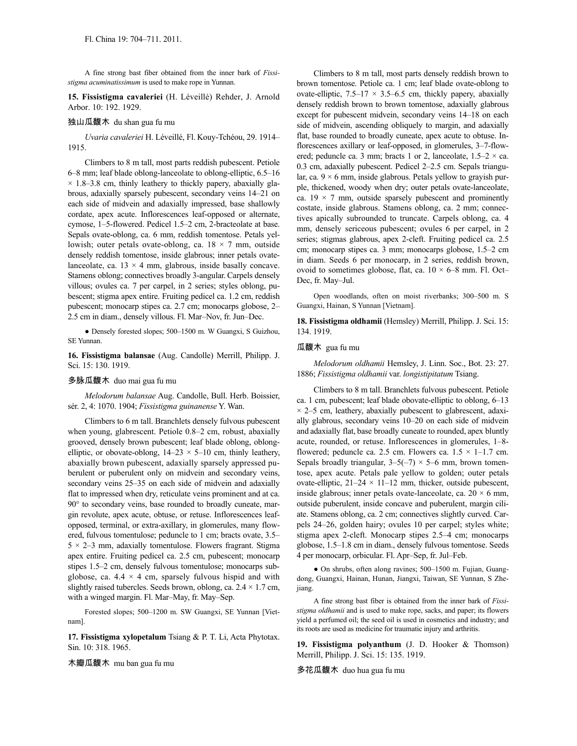A fine strong bast fiber obtained from the inner bark of *Fissistigma acuminatissimum* is used to make rope in Yunnan.

**15. Fissistigma cavaleriei** (H. Léveillé) Rehder, J. Arnold Arbor. 10: 192. 1929.

独山瓜馥木 du shan gua fu mu

*Uvaria cavaleriei* H. Léveillé, Fl. Kouy-Tchéou, 29. 1914–1915.

Climbers to 8 m tall, most parts reddish pubescent. Petiole 6–8 mm; leaf blade oblong-lanceolate to oblong-elliptic, 6.5–16 × 1.8–3.8 cm, thinly leathery to thickly papery, abaxially glabrous, adaxially sparsely pubescent, secondary veins 14–21 on each side of midvein and adaxially impressed, base shallowly cordate, apex acute. Inflorescences leaf-opposed or alternate, cymose, 1–5-flowered. Pedicel 1.5–2 cm, 2-bracteolate at base. Sepals ovate-oblong, ca. 6 mm, reddish tomentose. Petals yellowish; outer petals ovate-oblong, ca. 18 × 7 mm, outside densely reddish tomentose, inside glabrous; inner petals ovate-lanceolate, ca. 13 × 4 mm, glabrous, inside basally concave. Stamens oblong; connectives broadly 3-angular. Carpels densely villous; ovules ca. 7 per carpel, in 2 series; styles oblong, pubescent; stigma apex entire. Fruiting pedicel ca. 1.2 cm, reddish pubescent; monocarp stipes ca. 2.7 cm; monocarps globose, 2–2.5 cm in diam., densely villous. Fl. Mar–Nov, fr. Jun–Dec.

● Densely forested slopes; 500–1500 m. W Guangxi, S Guizhou, SE Yunnan.

**16. Fissistigma balansae** (Aug. Candolle) Merrill, Philipp. J. Sci. 15: 130. 1919.

多脉瓜馥木 duo mai gua fu mu

*Melodorum balansae* Aug. Candolle, Bull. Herb. Boissier, sér. 2, 4: 1070. 1904; *Fissistigma guinanense* Y. Wan.

Climbers to 6 m tall. Branchlets densely fulvous pubescent when young, glabrescent. Petiole 0.8–2 cm, robust, abaxially grooved, densely brown pubescent; leaf blade oblong, oblong-elliptic, or obovate-oblong, 14–23 × 5–10 cm, thinly leathery, abaxially brown pubescent, adaxially sparsely appressed puberulent or puberulent only on midvein and secondary veins, secondary veins 25–35 on each side of midvein and adaxially flat to impressed when dry, reticulate veins prominent and at ca. 90° to secondary veins, base rounded to broadly cuneate, margin revolute, apex acute, obtuse, or retuse. Inflorescences leaf-opposed, terminal, or extra-axillary, in glomerules, many flowered, fulvous tomentulose; peduncle to 1 cm; bracts ovate, 3.5–5 × 2–3 mm, adaxially tomentulose. Flowers fragrant. Stigma apex entire. Fruiting pedicel ca. 2.5 cm, pubescent; monocarp stipes 1.5–2 cm, densely fulvous tomentulose; monocarps subglobose, ca. 4.4 × 4 cm, sparsely fulvous hispid and with slightly raised tubercles. Seeds brown, oblong, ca. 2.4 × 1.7 cm, with a winged margin. Fl. Mar–May, fr. May–Sep.

Forested slopes; 500–1200 m. SW Guangxi, SE Yunnan [Vietnam].

**17. Fissistigma xylopetalum** Tsiang & P. T. Li, Acta Phytotax. Sin. 10: 318. 1965.

木瓣瓜馥木 mu ban gua fu mu

Climbers to 8 m tall, most parts densely reddish brown to brown tomentose. Petiole ca. 1 cm; leaf blade ovate-oblong to ovate-elliptic, 7.5–17 × 3.5–6.5 cm, thickly papery, abaxially densely reddish brown to brown tomentose, adaxially glabrous except for pubescent midvein, secondary veins 14–18 on each side of midvein, ascending obliquely to margin, and adaxially flat, base rounded to broadly cuneate, apex acute to obtuse. Inflorescences axillary or leaf-opposed, in glomerules, 3–7-flowered; peduncle ca. 3 mm; bracts 1 or 2, lanceolate, 1.5–2 × ca. 0.3 cm, adaxially pubescent. Pedicel 2–2.5 cm. Sepals triangular, ca. 9 × 6 mm, inside glabrous. Petals yellow to grayish purple, thickened, woody when dry; outer petals ovate-lanceolate, ca. 19 × 7 mm, outside sparsely pubescent and prominently costate, inside glabrous. Stamens oblong, ca. 2 mm; connectives apically subrounded to truncate. Carpels oblong, ca. 4 mm, densely sericeous pubescent; ovules 6 per carpel, in 2 series; stigmas glabrous, apex 2-cleft. Fruiting pedicel ca. 2.5 cm; monocarp stipes ca. 3 mm; monocarps globose, 1.5–2 cm in diam. Seeds 6 per monocarp, in 2 series, reddish brown, ovoid to sometimes globose, flat, ca. 10 × 6–8 mm. Fl. Oct–Dec, fr. May–Jul.

Open woodlands, often on moist riverbanks; 300–500 m. S Guangxi, Hainan, S Yunnan [Vietnam].

**18. Fissistigma oldhamii** (Hemsley) Merrill, Philipp. J. Sci. 15: 134. 1919.

瓜馥木 gua fu mu

*Melodorum oldhamii* Hemsley, J. Linn. Soc., Bot. 23: 27. 1886; *Fissistigma oldhamii* var. *longistipitatum* Tsiang.

Climbers to 8 m tall. Branchlets fulvous pubescent. Petiole ca. 1 cm, pubescent; leaf blade obovate-elliptic to oblong, 6–13 × 2–5 cm, leathery, abaxially pubescent to glabrescent, adaxially glabrous, secondary veins 10–20 on each side of midvein and adaxially flat, base broadly cuneate to rounded, apex bluntly acute, rounded, or retuse. Inflorescences in glomerules, 1–8-flowered; peduncle ca. 2.5 cm. Flowers ca. 1.5 × 1–1.7 cm. Sepals broadly triangular, 3–5(–7) × 5–6 mm, brown tomentose, apex acute. Petals pale yellow to golden; outer petals ovate-elliptic, 21–24 × 11–12 mm, thicker, outside pubescent, inside glabrous; inner petals ovate-lanceolate, ca. 20 × 6 mm, outside puberulent, inside concave and puberulent, margin ciliate. Stamens oblong, ca. 2 cm; connectives slightly curved. Carpels 24–26, golden hairy; ovules 10 per carpel; styles white; stigma apex 2-cleft. Monocarp stipes 2.5–4 cm; monocarps globose, 1.5–1.8 cm in diam., densely fulvous tomentose. Seeds 4 per monocarp, orbicular. Fl. Apr–Sep, fr. Jul–Feb.

● On shrubs, often along ravines; 500–1500 m. Fujian, Guangdong, Guangxi, Hainan, Hunan, Jiangxi, Taiwan, SE Yunnan, S Zhejiang.

A fine strong bast fiber is obtained from the inner bark of *Fissistigma oldhamii* and is used to make rope, sacks, and paper; its flowers yield a perfumed oil; the seed oil is used in cosmetics and industry; and its roots are used as medicine for traumatic injury and arthritis.

**19. Fissistigma polyanthum** (J. D. Hooker & Thomson) Merrill, Philipp. J. Sci. 15: 135. 1919.

多花瓜馥木 duo hua gua fu mu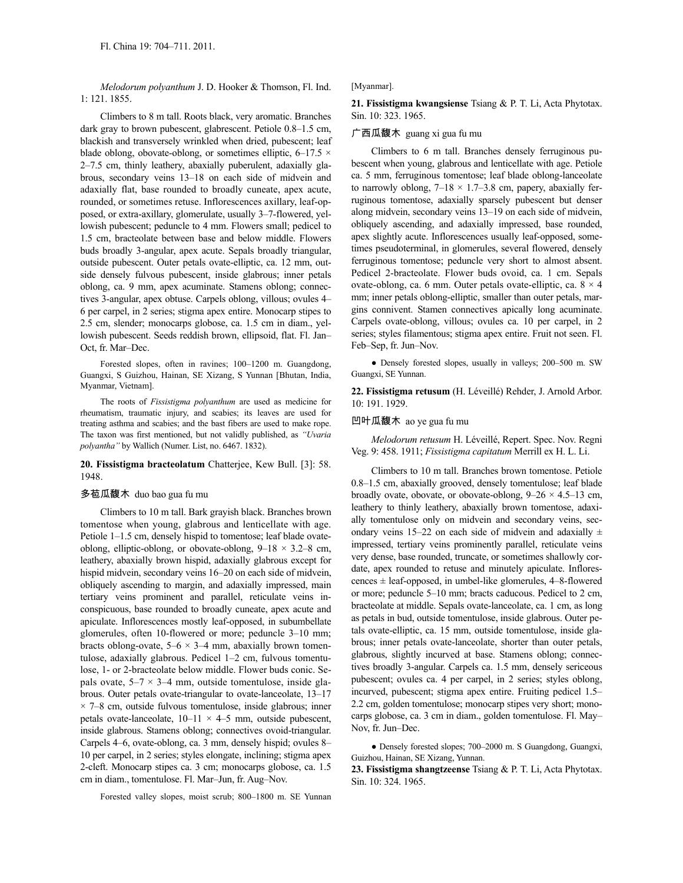*Melodorum polyanthum* J. D. Hooker & Thomson, Fl. Ind. 1: 121. 1855.

Climbers to 8 m tall. Roots black, very aromatic. Branches dark gray to brown pubescent, glabrescent. Petiole 0.8–1.5 cm, blackish and transversely wrinkled when dried, pubescent; leaf blade oblong, obovate-oblong, or sometimes elliptic, 6–17.5 × 2–7.5 cm, thinly leathery, abaxially puberulent, adaxially glabrous, secondary veins 13–18 on each side of midvein and adaxially flat, base rounded to broadly cuneate, apex acute, rounded, or sometimes retuse. Inflorescences axillary, leaf-opposed, or extra-axillary, glomerulate, usually 3–7-flowered, yellowish pubescent; peduncle to 4 mm. Flowers small; pedicel to 1.5 cm, bracteolate between base and below middle. Flowers buds broadly 3-angular, apex acute. Sepals broadly triangular, outside pubescent. Outer petals ovate-elliptic, ca. 12 mm, outside densely fulvous pubescent, inside glabrous; inner petals oblong, ca. 9 mm, apex acuminate. Stamens oblong; connectives 3-angular, apex obtuse. Carpels oblong, villous; ovules 4–6 per carpel, in 2 series; stigma apex entire. Monocarp stipes to 2.5 cm, slender; monocarps globose, ca. 1.5 cm in diam., yellowish pubescent. Seeds reddish brown, ellipsoid, flat. Fl. Jan–Oct, fr. Mar–Dec.

Forested slopes, often in ravines; 100–1200 m. Guangdong, Guangxi, S Guizhou, Hainan, SE Xizang, S Yunnan [Bhutan, India, Myanmar, Vietnam].

The roots of *Fissistigma polyanthum* are used as medicine for rheumatism, traumatic injury, and scabies; its leaves are used for treating asthma and scabies; and the bast fibers are used to make rope. The taxon was first mentioned, but not validly published, as *"Uvaria polyantha"* by Wallich (Numer. List, no. 6467. 1832).

**20. Fissistigma bracteolatum** Chatterjee, Kew Bull. [3]: 58. 1948.

多苞瓜馥木 duo bao gua fu mu

Climbers to 10 m tall. Bark grayish black. Branches brown tomentose when young, glabrous and lenticellate with age. Petiole 1–1.5 cm, densely hispid to tomentose; leaf blade ovate-oblong, elliptic-oblong, or obovate-oblong, 9–18 × 3.2–8 cm, leathery, abaxially brown hispid, adaxially glabrous except for hispid midvein, secondary veins 16–20 on each side of midvein, obliquely ascending to margin, and adaxially impressed, main tertiary veins prominent and parallel, reticulate veins inconspicuous, base rounded to broadly cuneate, apex acute and apiculate. Inflorescences mostly leaf-opposed, in subumbellate glomerules, often 10-flowered or more; peduncle 3–10 mm; bracts oblong-ovate, 5–6 × 3–4 mm, abaxially brown tomentulose, adaxially glabrous. Pedicel 1–2 cm, fulvous tomentulose, 1- or 2-bracteolate below middle. Flower buds conic. Sepals ovate, 5–7 × 3–4 mm, outside tomentulose, inside glabrous. Outer petals ovate-triangular to ovate-lanceolate, 13–17 × 7–8 cm, outside fulvous tomentulose, inside glabrous; inner petals ovate-lanceolate, 10–11 × 4–5 mm, outside pubescent, inside glabrous. Stamens oblong; connectives ovoid-triangular. Carpels 4–6, ovate-oblong, ca. 3 mm, densely hispid; ovules 8–10 per carpel, in 2 series; styles elongate, inclining; stigma apex 2-cleft. Monocarp stipes ca. 3 cm; monocarps globose, ca. 1.5 cm in diam., tomentulose. Fl. Mar–Jun, fr. Aug–Nov.

Forested valley slopes, moist scrub; 800–1800 m. SE Yunnan [Myanmar].

**21. Fissistigma kwangsiense** Tsiang & P. T. Li, Acta Phytotax. Sin. 10: 323. 1965.

广西瓜馥木 guang xi gua fu mu

Climbers to 6 m tall. Branches densely ferruginous pubescent when young, glabrous and lenticellate with age. Petiole ca. 5 mm, ferruginous tomentose; leaf blade oblong-lanceolate to narrowly oblong, 7–18 × 1.7–3.8 cm, papery, abaxially ferruginous tomentose, adaxially sparsely pubescent but denser along midvein, secondary veins 13–19 on each side of midvein, obliquely ascending, and adaxially impressed, base rounded, apex slightly acute. Inflorescences usually leaf-opposed, sometimes pseudoterminal, in glomerules, several flowered, densely ferruginous tomentose; peduncle very short to almost absent. Pedicel 2-bracteolate. Flower buds ovoid, ca. 1 cm. Sepals ovate-oblong, ca. 6 mm. Outer petals ovate-elliptic, ca. 8 × 4 mm; inner petals oblong-elliptic, smaller than outer petals, margins connivent. Stamen connectives apically long acuminate. Carpels ovate-oblong, villous; ovules ca. 10 per carpel, in 2 series; styles filamentous; stigma apex entire. Fruit not seen. Fl. Feb–Sep, fr. Jun–Nov.

● Densely forested slopes, usually in valleys; 200–500 m. SW Guangxi, SE Yunnan.

**22. Fissistigma retusum** (H. Léveillé) Rehder, J. Arnold Arbor. 10: 191. 1929.

凹叶瓜馥木 ao ye gua fu mu

*Melodorum retusum* H. Léveillé, Repert. Spec. Nov. Regni Veg. 9: 458. 1911; *Fissistigma capitatum* Merrill ex H. L. Li.

Climbers to 10 m tall. Branches brown tomentose. Petiole 0.8–1.5 cm, abaxially grooved, densely tomentulose; leaf blade broadly ovate, obovate, or obovate-oblong, 9–26 × 4.5–13 cm, leathery to thinly leathery, abaxially brown tomentose, adaxially tomentulose only on midvein and secondary veins, secondary veins 15–22 on each side of midvein and adaxially ± impressed, tertiary veins prominently parallel, reticulate veins very dense, base rounded, truncate, or sometimes shallowly cordate, apex rounded to retuse and minutely apiculate. Inflorescences ± leaf-opposed, in umbel-like glomerules, 4–8-flowered or more; peduncle 5–10 mm; bracts caducous. Pedicel to 2 cm, bracteolate at middle. Sepals ovate-lanceolate, ca. 1 cm, as long as petals in bud, outside tomentulose, inside glabrous. Outer petals ovate-elliptic, ca. 15 mm, outside tomentulose, inside glabrous; inner petals ovate-lanceolate, shorter than outer petals, glabrous, slightly incurved at base. Stamens oblong; connectives broadly 3-angular. Carpels ca. 1.5 mm, densely sericeous pubescent; ovules ca. 4 per carpel, in 2 series; styles oblong, incurved, pubescent; stigma apex entire. Fruiting pedicel 1.5–2.2 cm, golden tomentulose; monocarp stipes very short; monocarps globose, ca. 3 cm in diam., golden tomentulose. Fl. May–Nov, fr. Jun–Dec.

● Densely forested slopes; 700–2000 m. S Guangdong, Guangxi, Guizhou, Hainan, SE Xizang, Yunnan.

**23. Fissistigma shangtzeense** Tsiang & P. T. Li, Acta Phytotax. Sin. 10: 324. 1965.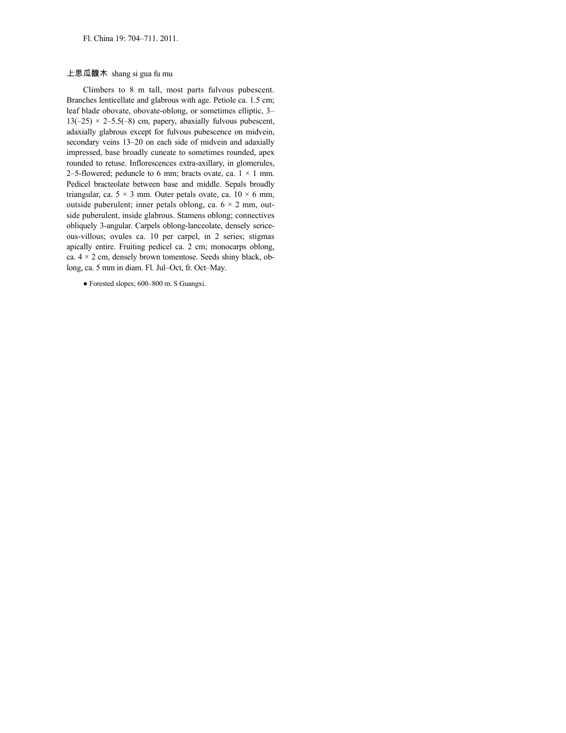Fl. China 19: 704–711. 2011.

上思瓜馥木 shang si gua fu mu

Climbers to 8 m tall, most parts fulvous pubescent. Branches lenticellate and glabrous with age. Petiole ca. 1.5 cm; leaf blade obovate, obovate-oblong, or sometimes elliptic, 3–13(–25) × 2–5.5(–8) cm, papery, abaxially fulvous pubescent, adaxially glabrous except for fulvous pubescence on midvein, secondary veins 13–20 on each side of midvein and adaxially impressed, base broadly cuneate to sometimes rounded, apex rounded to retuse. Inflorescences extra-axillary, in glomerules, 2–5-flowered; peduncle to 6 mm; bracts ovate, ca. 1 × 1 mm. Pedicel bracteolate between base and middle. Sepals broadly triangular, ca. 5 × 3 mm. Outer petals ovate, ca. 10 × 6 mm, outside puberulent; inner petals oblong, ca. 6 × 2 mm, outside puberulent, inside glabrous. Stamens oblong; connectives obliquely 3-angular. Carpels oblong-lanceolate, densely sericeous-villous; ovules ca. 10 per carpel, in 2 series; stigmas apically entire. Fruiting pedicel ca. 2 cm; monocarps oblong, ca. 4 × 2 cm, densely brown tomentose. Seeds shiny black, oblong, ca. 5 mm in diam. Fl. Jul–Oct, fr. Oct–May.

● Forested slopes; 600–800 m. S Guangxi.